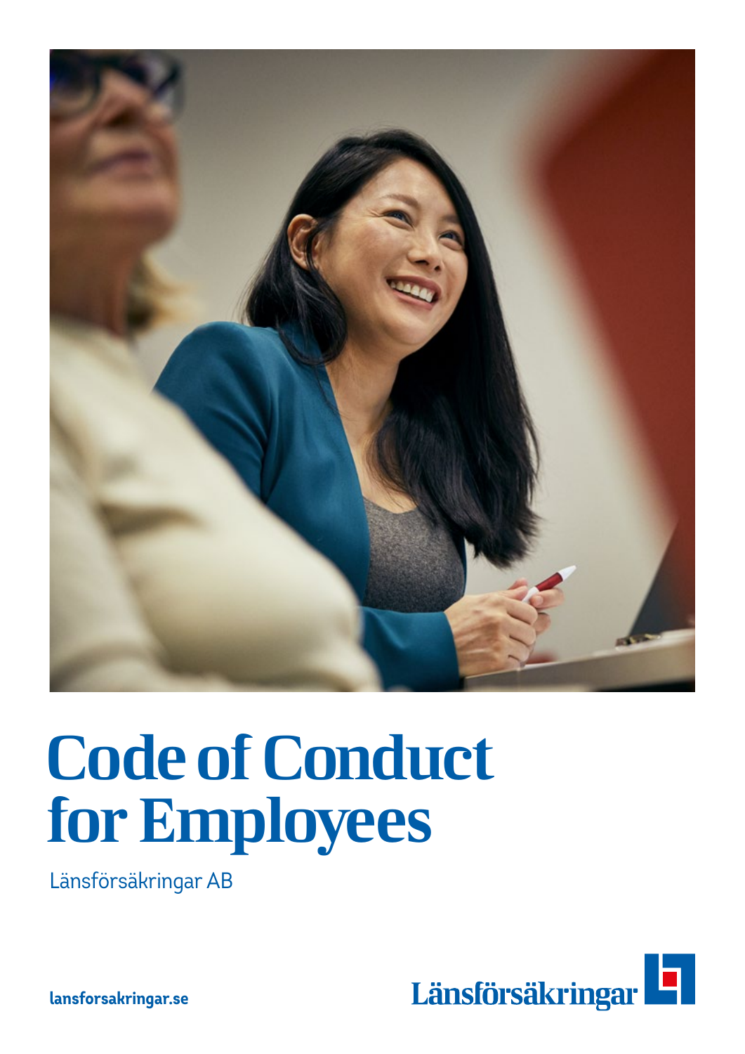# Code of Conduct for Employees

Länsförsäkringar AB

lansforsakringar.se

Länsförsäkringar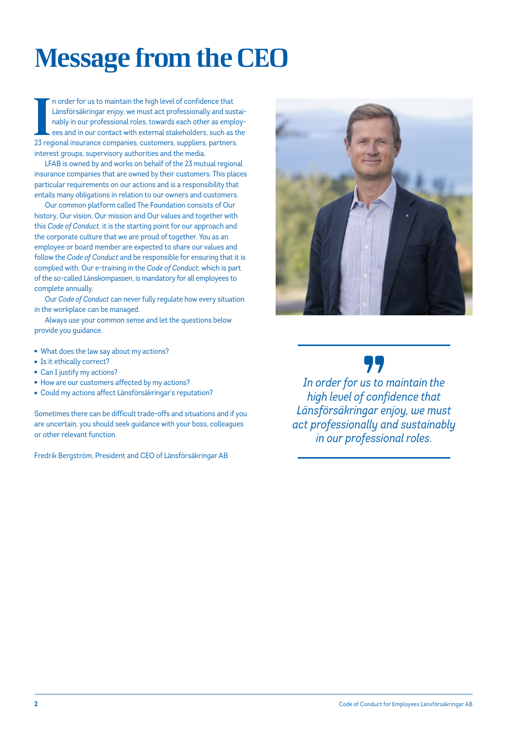# Message from the CEO

In order for us to maintain the high level of confidence that Länsförsäkringar enjoy, we must act professionally and sustainably in our professional roles, towards each other as employees and in our contact with external stakeholders, such as the 23 regional insurance companies, customers, suppliers, partners, interest groups, supervisory authorities and the media.

LFAB is owned by and works on behalf of the 23 mutual regional insurance companies that are owned by their customers. This places particular requirements on our actions and is a responsibility that entails many obligations in relation to our owners and customers.

Our common platform called The Foundation consists of Our history, Our vision, Our mission and Our values and together with this *Code of Conduct*, it is the starting point for our approach and the corporate culture that we are proud of together. You as an employee or board member are expected to share our values and follow the *Code of Conduct* and be responsible for ensuring that it is complied with. Our e-training in the *Code of Conduct*, which is part of the so-called Länskompassen, is mandatory for all employees to complete annually.

Our *Code of Conduct* can never fully regulate how every situation in the workplace can be managed.

Always use your common sense and let the questions below provide you guidance.

- What does the law say about my actions?
- Is it ethically correct?
- Can I justify my actions?
- How are our customers affected by my actions?
- Could my actions affect Länsförsäkringar's reputation?

Sometimes there can be difficult trade-offs and situations and if you are uncertain, you should seek guidance with your boss, colleagues or other relevant function.

Fredrik Bergström, President and CEO of Länsförsäkringar AB

> *In order for us to maintain the high level of confidence that Länsförsäkringar enjoy, we must act professionally and sustainably in our professional roles.*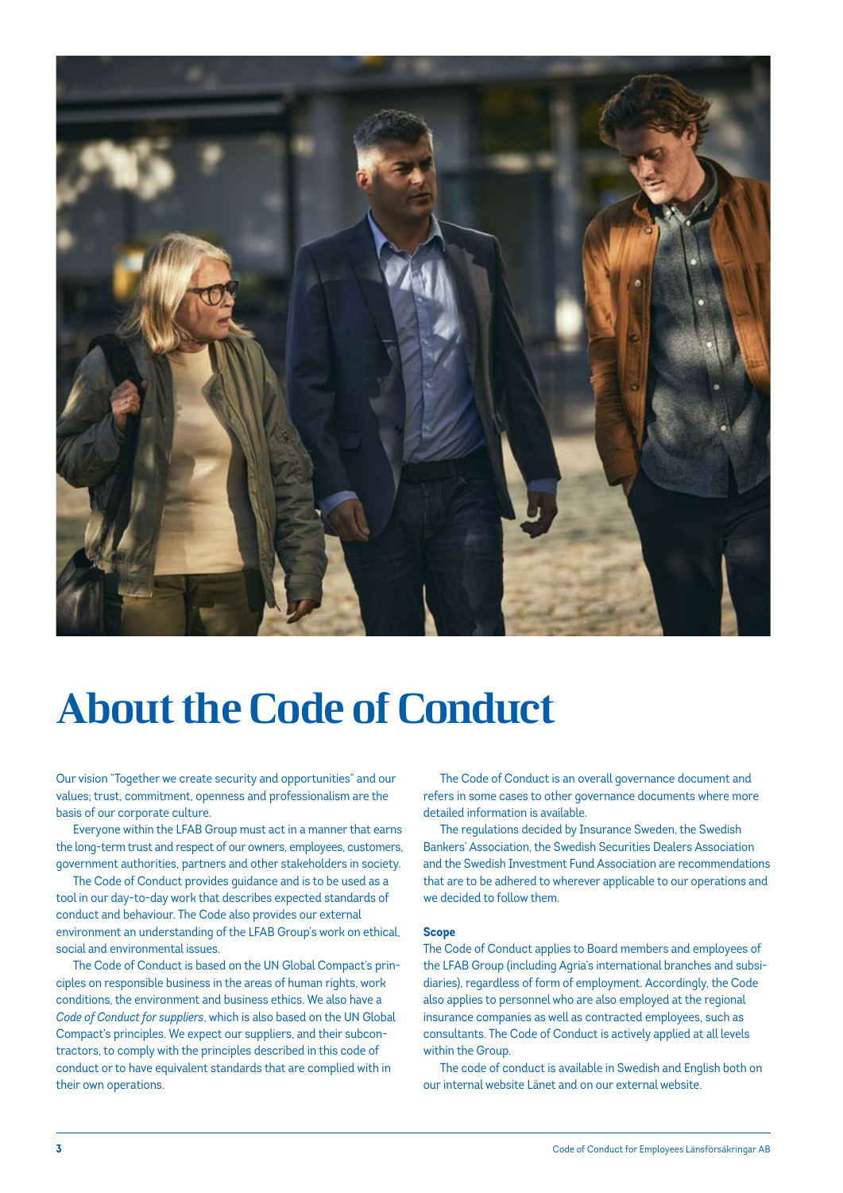# About the Code of Conduct

Our vision "Together we create security and opportunities" and our values; trust, commitment, openness and professionalism are the basis of our corporate culture.

Everyone within the LFAB Group must act in a manner that earns the long-term trust and respect of our owners, employees, customers, government authorities, partners and other stakeholders in society.

The Code of Conduct provides guidance and is to be used as a tool in our day-to-day work that describes expected standards of conduct and behaviour. The Code also provides our external environment an understanding of the LFAB Group's work on ethical, social and environmental issues.

The Code of Conduct is based on the UN Global Compact's principles on responsible business in the areas of human rights, work conditions, the environment and business ethics. We also have a *Code of Conduct for suppliers*, which is also based on the UN Global Compact's principles. We expect our suppliers, and their subcontractors, to comply with the principles described in this code of conduct or to have equivalent standards that are complied with in their own operations.

The Code of Conduct is an overall governance document and refers in some cases to other governance documents where more detailed information is available.

The regulations decided by Insurance Sweden, the Swedish Bankers' Association, the Swedish Securities Dealers Association and the Swedish Investment Fund Association are recommendations that are to be adhered to wherever applicable to our operations and we decided to follow them.

**Scope**

The Code of Conduct applies to Board members and employees of the LFAB Group (including Agria's international branches and subsidiaries), regardless of form of employment. Accordingly, the Code also applies to personnel who are also employed at the regional insurance companies as well as contracted employees, such as consultants. The Code of Conduct is actively applied at all levels within the Group.

The code of conduct is available in Swedish and English both on our internal website Länet and on our external website.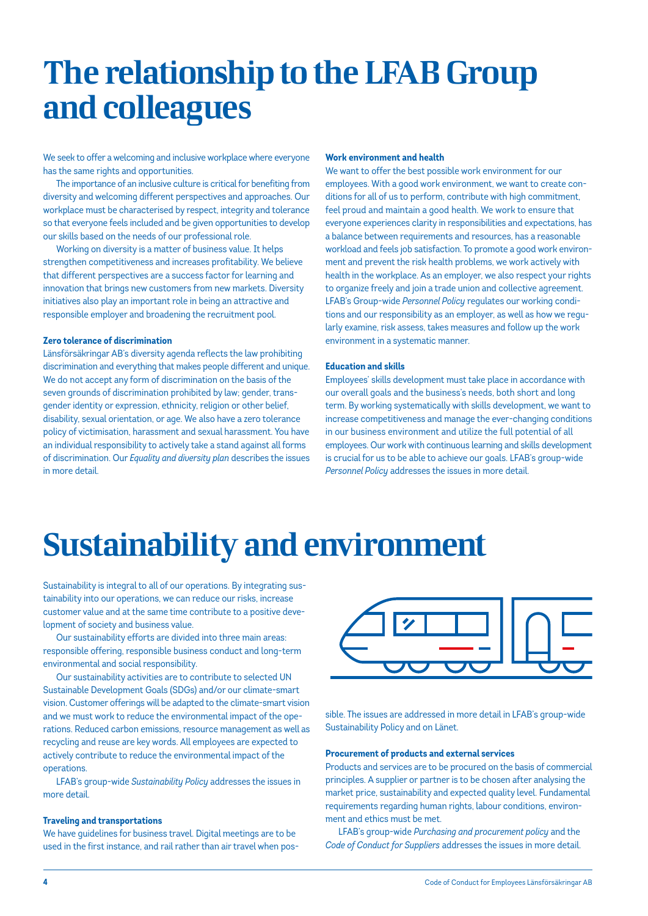# The relationship to the LFAB Group and colleagues

We seek to offer a welcoming and inclusive workplace where everyone has the same rights and opportunities.

The importance of an inclusive culture is critical for benefiting from diversity and welcoming different perspectives and approaches. Our workplace must be characterised by respect, integrity and tolerance so that everyone feels included and be given opportunities to develop our skills based on the needs of our professional role.

Working on diversity is a matter of business value. It helps strengthen competitiveness and increases profitability. We believe that different perspectives are a success factor for learning and innovation that brings new customers from new markets. Diversity initiatives also play an important role in being an attractive and responsible employer and broadening the recruitment pool.

### Zero tolerance of discrimination

Länsförsäkringar AB's diversity agenda reflects the law prohibiting discrimination and everything that makes people different and unique. We do not accept any form of discrimination on the basis of the seven grounds of discrimination prohibited by law; gender, transgender identity or expression, ethnicity, religion or other belief, disability, sexual orientation, or age. We also have a zero tolerance policy of victimisation, harassment and sexual harassment. You have an individual responsibility to actively take a stand against all forms of discrimination. Our *Equality and diversity plan* describes the issues in more detail.

### Work environment and health

We want to offer the best possible work environment for our employees. With a good work environment, we want to create conditions for all of us to perform, contribute with high commitment, feel proud and maintain a good health. We work to ensure that everyone experiences clarity in responsibilities and expectations, has a balance between requirements and resources, has a reasonable workload and feels job satisfaction. To promote a good work environment and prevent the risk health problems, we work actively with health in the workplace. As an employer, we also respect your rights to organize freely and join a trade union and collective agreement. LFAB's Group-wide *Personnel Policy* regulates our working conditions and our responsibility as an employer, as well as how we regularly examine, risk assess, takes measures and follow up the work environment in a systematic manner.

### Education and skills

Employees' skills development must take place in accordance with our overall goals and the business's needs, both short and long term. By working systematically with skills development, we want to increase competitiveness and manage the ever-changing conditions in our business environment and utilize the full potential of all employees. Our work with continuous learning and skills development is crucial for us to be able to achieve our goals. LFAB's group-wide *Personnel Policy* addresses the issues in more detail.

# Sustainability and environment

Sustainability is integral to all of our operations. By integrating sustainability into our operations, we can reduce our risks, increase customer value and at the same time contribute to a positive development of society and business value.

Our sustainability efforts are divided into three main areas: responsible offering, responsible business conduct and long-term environmental and social responsibility.

Our sustainability activities are to contribute to selected UN Sustainable Development Goals (SDGs) and/or our climate-smart vision. Customer offerings will be adapted to the climate-smart vision and we must work to reduce the environmental impact of the operations. Reduced carbon emissions, resource management as well as recycling and reuse are key words. All employees are expected to actively contribute to reduce the environmental impact of the operations.

LFAB's group-wide *Sustainability Policy* addresses the issues in more detail.

### Traveling and transportations

We have guidelines for business travel. Digital meetings are to be used in the first instance, and rail rather than air travel when possible. The issues are addressed in more detail in LFAB's group-wide Sustainability Policy and on Länet.

### Procurement of products and external services

Products and services are to be procured on the basis of commercial principles. A supplier or partner is to be chosen after analysing the market price, sustainability and expected quality level. Fundamental requirements regarding human rights, labour conditions, environment and ethics must be met.

LFAB's group-wide *Purchasing and procurement policy* and the *Code of Conduct for Suppliers* addresses the issues in more detail.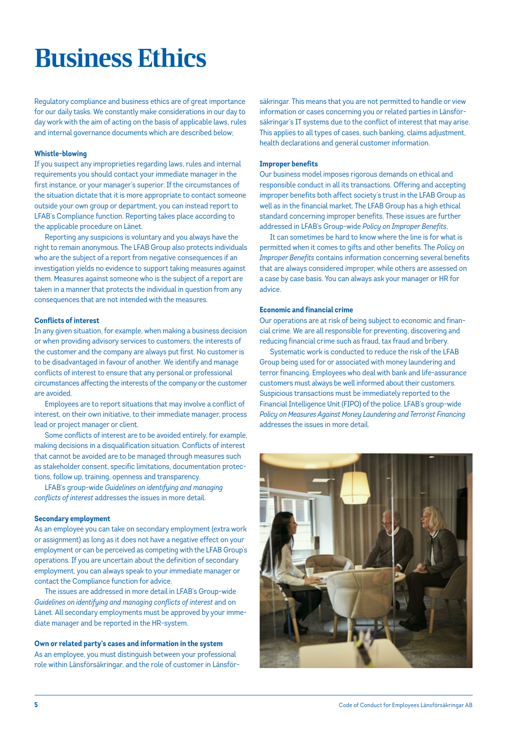# Business Ethics

Regulatory compliance and business ethics are of great importance for our daily tasks. We constantly make considerations in our day to day work with the aim of acting on the basis of applicable laws, rules and internal governance documents which are described below;

### Whistle-blowing

If you suspect any improprieties regarding laws, rules and internal requirements you should contact your immediate manager in the first instance, or your manager's superior. If the circumstances of the situation dictate that it is more appropriate to contact someone outside your own group or department, you can instead report to LFAB's Compliance function. Reporting takes place according to the applicable procedure on Länet.

Reporting any suspicions is voluntary and you always have the right to remain anonymous. The LFAB Group also protects individuals who are the subject of a report from negative consequences if an investigation yields no evidence to support taking measures against them. Measures against someone who is the subject of a report are taken in a manner that protects the individual in question from any consequences that are not intended with the measures.

### Conflicts of interest

In any given situation, for example, when making a business decision or when providing advisory services to customers, the interests of the customer and the company are always put first. No customer is to be disadvantaged in favour of another. We identify and manage conflicts of interest to ensure that any personal or professional circumstances affecting the interests of the company or the customer are avoided.

Employees are to report situations that may involve a conflict of interest, on their own initiative, to their immediate manager, process lead or project manager or client.

Some conflicts of interest are to be avoided entirely, for example, making decisions in a disqualification situation. Conflicts of interest that cannot be avoided are to be managed through measures such as stakeholder consent, specific limitations, documentation protections, follow up, training, openness and transparency.

LFAB's group-wide *Guidelines on identifying and managing conflicts of interest* addresses the issues in more detail.

### Secondary employment

As an employee you can take on secondary employment (extra work or assignment) as long as it does not have a negative effect on your employment or can be perceived as competing with the LFAB Group's operations. If you are uncertain about the definition of secondary employment, you can always speak to your immediate manager or contact the Compliance function for advice.

The issues are addressed in more detail in LFAB's Group-wide *Guidelines on identifying and managing conflicts of interest* and on Länet. All secondary employments must be approved by your immediate manager and be reported in the HR-system.

### Own or related party's cases and information in the system

As an employee, you must distinguish between your professional role within Länsförsäkringar, and the role of customer in Länsförsäkringar. This means that you are not permitted to handle or view information or cases concerning you or related parties in Länsförsäkringar's IT systems due to the conflict of interest that may arise. This applies to all types of cases, such banking, claims adjustment, health declarations and general customer information.

### Improper benefits

Our business model imposes rigorous demands on ethical and responsible conduct in all its transactions. Offering and accepting improper benefits both affect society's trust in the LFAB Group as well as in the financial market. The LFAB Group has a high ethical standard concerning improper benefits. These issues are further addressed in LFAB's Group-wide *Policy on Improper Benefits*.

It can sometimes be hard to know where the line is for what is permitted when it comes to gifts and other benefits. The *Policy on Improper Benefits* contains information concerning several benefits that are always considered improper, while others are assessed on a case by case basis. You can always ask your manager or HR for advice.

### Economic and financial crime

Our operations are at risk of being subject to economic and financial crime. We are all responsible for preventing, discovering and reducing financial crime such as fraud, tax fraud and bribery.

Systematic work is conducted to reduce the risk of the LFAB Group being used for or associated with money laundering and terror financing. Employees who deal with bank and life-assurance customers must always be well informed about their customers. Suspicious transactions must be immediately reported to the Financial Intelligence Unit (FIPO) of the police. LFAB's group-wide *Policy on Measures Against Money Laundering and Terrorist Financing* addresses the issues in more detail.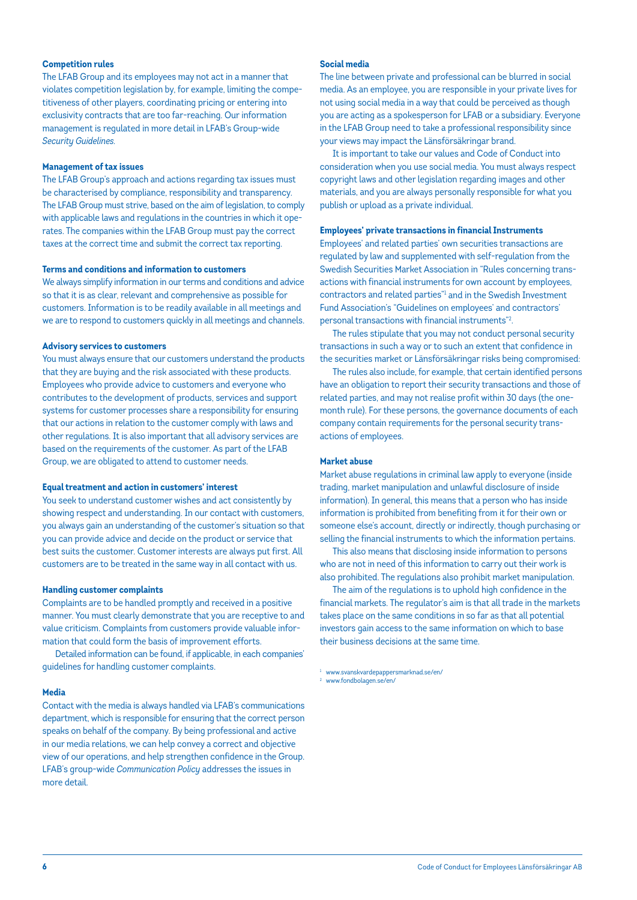### Competition rules

The LFAB Group and its employees may not act in a manner that violates competition legislation by, for example, limiting the competitiveness of other players, coordinating pricing or entering into exclusivity contracts that are too far-reaching. Our information management is regulated in more detail in LFAB's Group-wide *Security Guidelines*.

### Management of tax issues

The LFAB Group's approach and actions regarding tax issues must be characterised by compliance, responsibility and transparency. The LFAB Group must strive, based on the aim of legislation, to comply with applicable laws and regulations in the countries in which it operates. The companies within the LFAB Group must pay the correct taxes at the correct time and submit the correct tax reporting.

### Terms and conditions and information to customers

We always simplify information in our terms and conditions and advice so that it is as clear, relevant and comprehensive as possible for customers. Information is to be readily available in all meetings and we are to respond to customers quickly in all meetings and channels.

### Advisory services to customers

You must always ensure that our customers understand the products that they are buying and the risk associated with these products. Employees who provide advice to customers and everyone who contributes to the development of products, services and support systems for customer processes share a responsibility for ensuring that our actions in relation to the customer comply with laws and other regulations. It is also important that all advisory services are based on the requirements of the customer. As part of the LFAB Group, we are obligated to attend to customer needs.

### Equal treatment and action in customers' interest

You seek to understand customer wishes and act consistently by showing respect and understanding. In our contact with customers, you always gain an understanding of the customer's situation so that you can provide advice and decide on the product or service that best suits the customer. Customer interests are always put first. All customers are to be treated in the same way in all contact with us.

### Handling customer complaints

Complaints are to be handled promptly and received in a positive manner. You must clearly demonstrate that you are receptive to and value criticism. Complaints from customers provide valuable information that could form the basis of improvement efforts.

Detailed information can be found, if applicable, in each companies' guidelines for handling customer complaints.

### Media

Contact with the media is always handled via LFAB's communications department, which is responsible for ensuring that the correct person speaks on behalf of the company. By being professional and active in our media relations, we can help convey a correct and objective view of our operations, and help strengthen confidence in the Group. LFAB's group-wide *Communication Policy* addresses the issues in more detail.

### Social media

The line between private and professional can be blurred in social media. As an employee, you are responsible in your private lives for not using social media in a way that could be perceived as though you are acting as a spokesperson for LFAB or a subsidiary. Everyone in the LFAB Group need to take a professional responsibility since your views may impact the Länsförsäkringar brand.

It is important to take our values and Code of Conduct into consideration when you use social media. You must always respect copyright laws and other legislation regarding images and other materials, and you are always personally responsible for what you publish or upload as a private individual.

### Employees' private transactions in financial Instruments

Employees' and related parties' own securities transactions are regulated by law and supplemented with self-regulation from the Swedish Securities Market Association in "Rules concerning transactions with financial instruments for own account by employees, contractors and related parties"[1] and in the Swedish Investment Fund Association's "Guidelines on employees' and contractors' personal transactions with financial instruments"[2].

The rules stipulate that you may not conduct personal security transactions in such a way or to such an extent that confidence in the securities market or Länsförsäkringar risks being compromised:

The rules also include, for example, that certain identified persons have an obligation to report their security transactions and those of related parties, and may not realise profit within 30 days (the one-month rule). For these persons, the governance documents of each company contain requirements for the personal security transactions of employees.

### Market abuse

Market abuse regulations in criminal law apply to everyone (inside trading, market manipulation and unlawful disclosure of inside information). In general, this means that a person who has inside information is prohibited from benefiting from it for their own or someone else's account, directly or indirectly, though purchasing or selling the financial instruments to which the information pertains.

This also means that disclosing inside information to persons who are not in need of this information to carry out their work is also prohibited. The regulations also prohibit market manipulation.

The aim of the regulations is to uphold high confidence in the financial markets. The regulator's aim is that all trade in the markets takes place on the same conditions in so far as that all potential investors gain access to the same information on which to base their business decisions at the same time.

[1] www.svanskvardepappersmarknad.se/en/
[2] www.fondbolagen.se/en/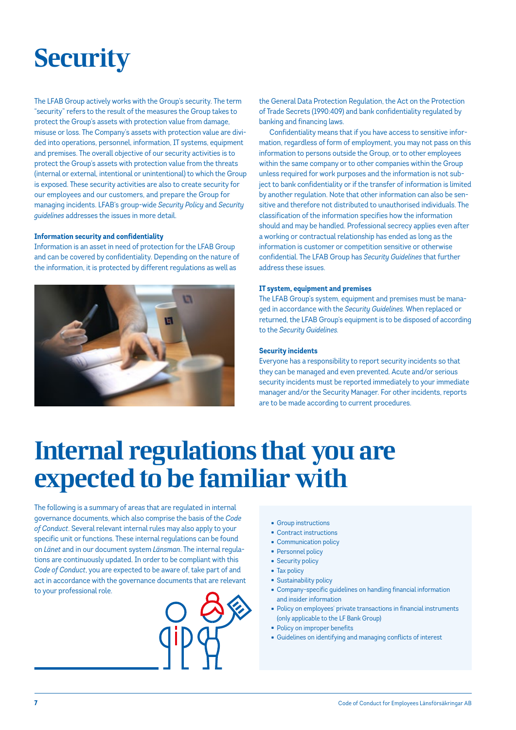# Security

The LFAB Group actively works with the Group's security. The term "security" refers to the result of the measures the Group takes to protect the Group's assets with protection value from damage, misuse or loss. The Company's assets with protection value are divided into operations, personnel, information, IT systems, equipment and premises. The overall objective of our security activities is to protect the Group's assets with protection value from the threats (internal or external, intentional or unintentional) to which the Group is exposed. These security activities are also to create security for our employees and our customers, and prepare the Group for managing incidents. LFAB's group-wide *Security Policy* and *Security guidelines* addresses the issues in more detail.

**Information security and confidentiality**

Information is an asset in need of protection for the LFAB Group and can be covered by confidentiality. Depending on the nature of the information, it is protected by different regulations as well as the General Data Protection Regulation, the Act on the Protection of Trade Secrets (1990:409) and bank confidentiality regulated by banking and financing laws.

Confidentiality means that if you have access to sensitive information, regardless of form of employment, you may not pass on this information to persons outside the Group, or to other employees within the same company or to other companies within the Group unless required for work purposes and the information is not subject to bank confidentiality or if the transfer of information is limited by another regulation. Note that other information can also be sensitive and therefore not distributed to unauthorised individuals. The classification of the information specifies how the information should and may be handled. Professional secrecy applies even after a working or contractual relationship has ended as long as the information is customer or competition sensitive or otherwise confidential. The LFAB Group has *Security Guidelines* that further address these issues.

**IT system, equipment and premises**

The LFAB Group's system, equipment and premises must be managed in accordance with the *Security Guidelines.* When replaced or returned, the LFAB Group's equipment is to be disposed of according to the *Security Guidelines.*

**Security incidents**

Everyone has a responsibility to report security incidents so that they can be managed and even prevented. Acute and/or serious security incidents must be reported immediately to your immediate manager and/or the Security Manager. For other incidents, reports are to be made according to current procedures.

# Internal regulations that you are expected to be familiar with

The following is a summary of areas that are regulated in internal governance documents, which also comprise the basis of the *Code of Conduct*. Several relevant internal rules may also apply to your specific unit or functions. These internal regulations can be found on *Länet* and in our document system *Länsman*. The internal regulations are continuously updated. In order to be compliant with this *Code of Conduct*, you are expected to be aware of, take part of and act in accordance with the governance documents that are relevant to your professional role.

- Group instructions
- Contract instructions
- Communication policy
- Personnel policy
- Security policy
- Tax policy
- Sustainability policy
- Company-specific guidelines on handling financial information and insider information
- Policy on employees' private transactions in financial instruments (only applicable to the LF Bank Group)
- Policy on improper benefits
- Guidelines on identifying and managing conflicts of interest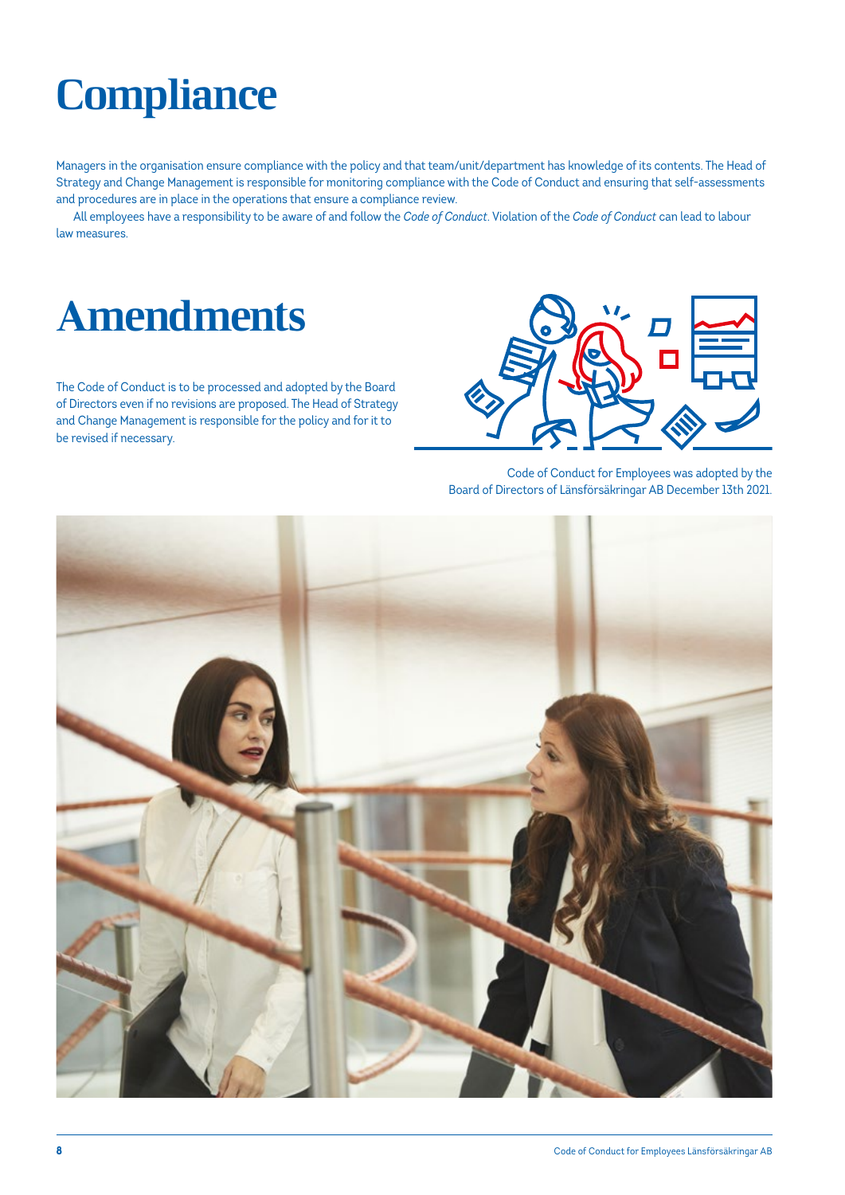# Compliance

Managers in the organisation ensure compliance with the policy and that team/unit/department has knowledge of its contents. The Head of Strategy and Change Management is responsible for monitoring compliance with the Code of Conduct and ensuring that self-assessments and procedures are in place in the operations that ensure a compliance review.

All employees have a responsibility to be aware of and follow the *Code of Conduct*. Violation of the *Code of Conduct* can lead to labour law measures.

# Amendments

The Code of Conduct is to be processed and adopted by the Board of Directors even if no revisions are proposed. The Head of Strategy and Change Management is responsible for the policy and for it to be revised if necessary.

Code of Conduct for Employees was adopted by the Board of Directors of Länsförsäkringar AB December 13th 2021.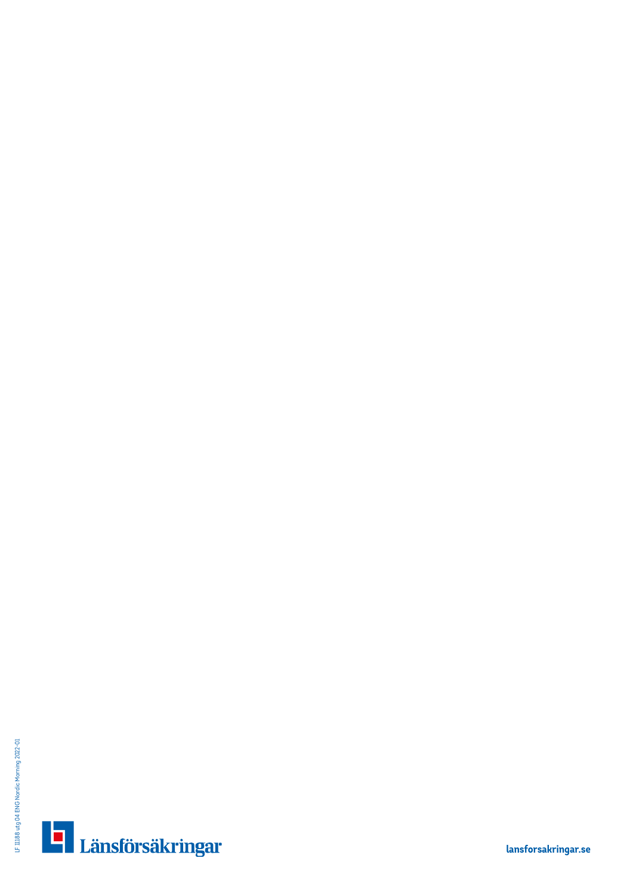LF 11188 utg 04 ENG Nordic Morning 2022-01

Länsförsäkringar

lansforsakringar.se